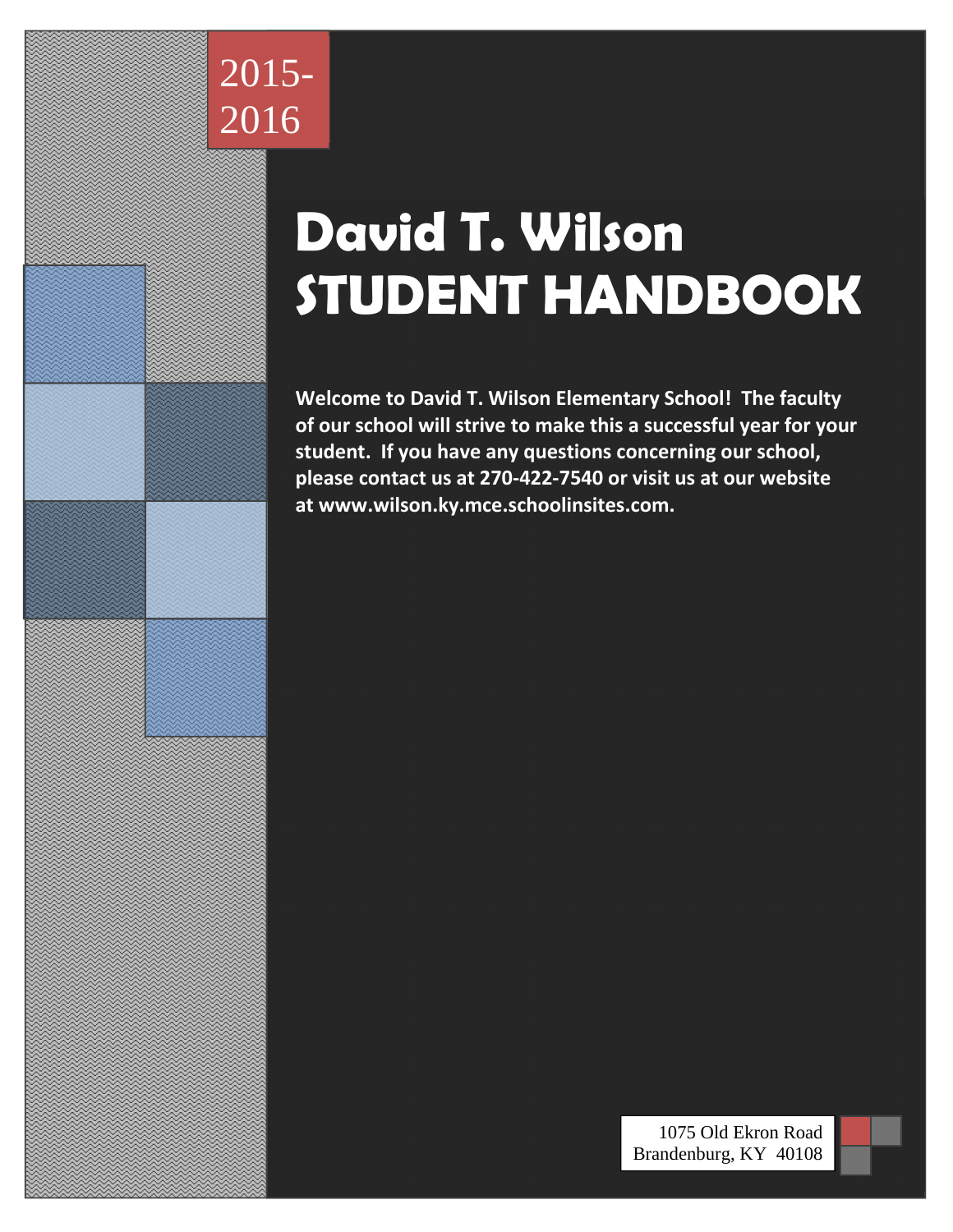2015-2016

# David T. Wilson STUDENT HANDBOOK

**Welcome to David T. Wilson Elementary School! The faculty of our school will strive to make this a successful year for your student. If you have any questions concerning our school, please contact us at 270-422-7540 or visit us at our website at www.wilson.ky.mce.schoolinsites.com.**

1075 Old Ekron Road
Brandenburg, KY 40108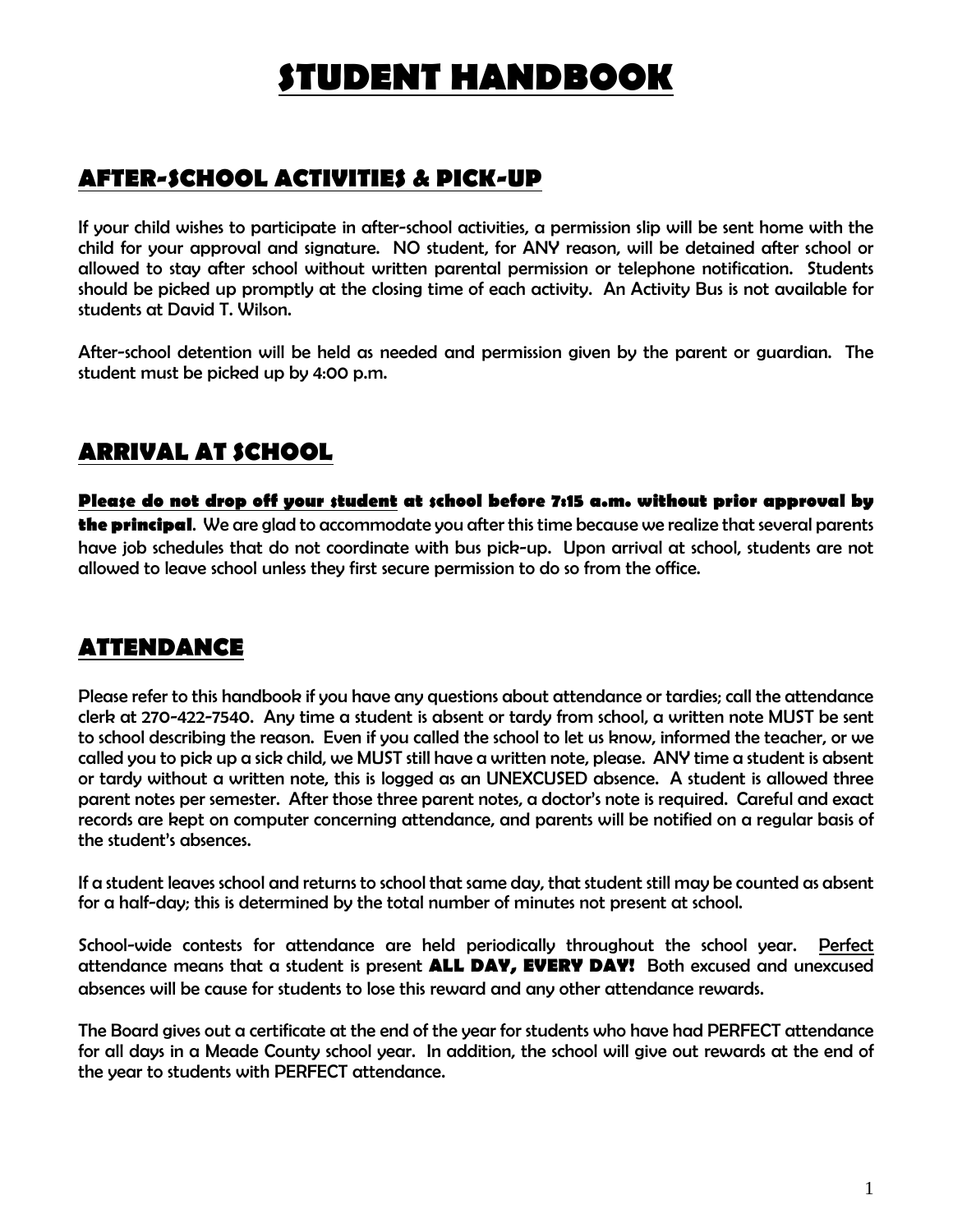# STUDENT HANDBOOK

## AFTER-SCHOOL ACTIVITIES & PICK-UP

If your child wishes to participate in after-school activities, a permission slip will be sent home with the child for your approval and signature. NO student, for ANY reason, will be detained after school or allowed to stay after school without written parental permission or telephone notification. Students should be picked up promptly at the closing time of each activity. An Activity Bus is not available for students at David T. Wilson.

After-school detention will be held as needed and permission given by the parent or guardian. The student must be picked up by 4:00 p.m.

## ARRIVAL AT SCHOOL

**Please do not drop off your student at school before 7:15 a.m. without prior approval by the principal**. We are glad to accommodate you after this time because we realize that several parents have job schedules that do not coordinate with bus pick-up. Upon arrival at school, students are not allowed to leave school unless they first secure permission to do so from the office.

## ATTENDANCE

Please refer to this handbook if you have any questions about attendance or tardies; call the attendance clerk at 270-422-7540. Any time a student is absent or tardy from school, a written note MUST be sent to school describing the reason. Even if you called the school to let us know, informed the teacher, or we called you to pick up a sick child, we MUST still have a written note, please. ANY time a student is absent or tardy without a written note, this is logged as an UNEXCUSED absence. A student is allowed three parent notes per semester. After those three parent notes, a doctor's note is required. Careful and exact records are kept on computer concerning attendance, and parents will be notified on a regular basis of the student's absences.

If a student leaves school and returns to school that same day, that student still may be counted as absent for a half-day; this is determined by the total number of minutes not present at school.

School-wide contests for attendance are held periodically throughout the school year. Perfect attendance means that a student is present **ALL DAY, EVERY DAY!** Both excused and unexcused absences will be cause for students to lose this reward and any other attendance rewards.

The Board gives out a certificate at the end of the year for students who have had PERFECT attendance for all days in a Meade County school year. In addition, the school will give out rewards at the end of the year to students with PERFECT attendance.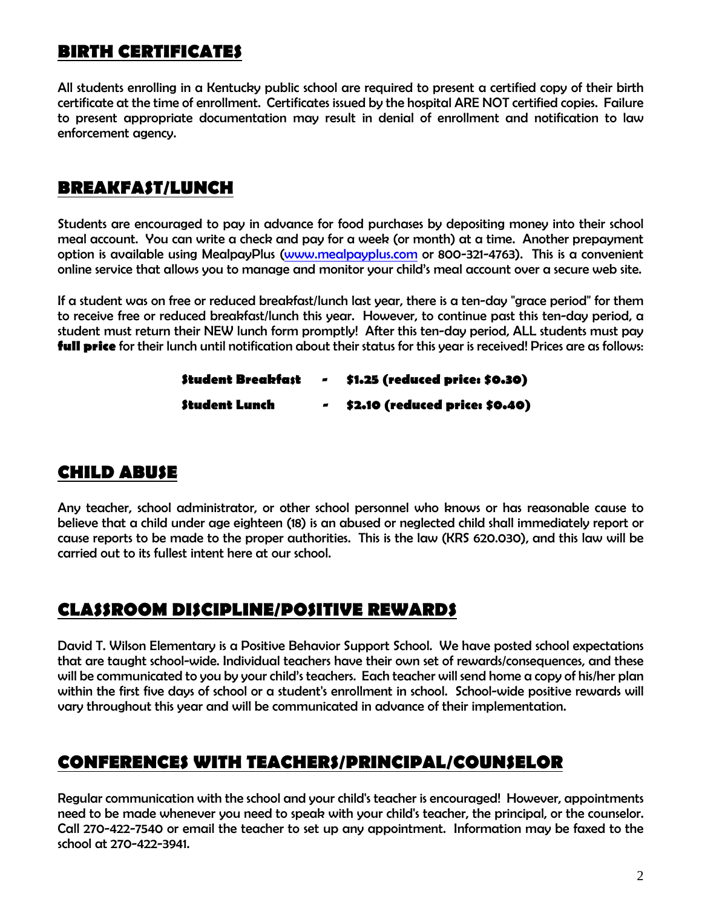## BIRTH CERTIFICATES

All students enrolling in a Kentucky public school are required to present a certified copy of their birth certificate at the time of enrollment. Certificates issued by the hospital ARE NOT certified copies. Failure to present appropriate documentation may result in denial of enrollment and notification to law enforcement agency.

## BREAKFAST/LUNCH

Students are encouraged to pay in advance for food purchases by depositing money into their school meal account. You can write a check and pay for a week (or month) at a time. Another prepayment option is available using MealpayPlus (www.mealpayplus.com or 800-321-4763). This is a convenient online service that allows you to manage and monitor your child's meal account over a secure web site.

If a student was on free or reduced breakfast/lunch last year, there is a ten-day "grace period" for them to receive free or reduced breakfast/lunch this year. However, to continue past this ten-day period, a student must return their NEW lunch form promptly! After this ten-day period, ALL students must pay **full price** for their lunch until notification about their status for this year is received! Prices are as follows:

**Student Breakfast - $1.25 (reduced price: $0.30)**

**Student Lunch - $2.10 (reduced price: $0.40)**

## CHILD ABUSE

Any teacher, school administrator, or other school personnel who knows or has reasonable cause to believe that a child under age eighteen (18) is an abused or neglected child shall immediately report or cause reports to be made to the proper authorities. This is the law (KRS 620.030), and this law will be carried out to its fullest intent here at our school.

## CLASSROOM DISCIPLINE/POSITIVE REWARDS

David T. Wilson Elementary is a Positive Behavior Support School. We have posted school expectations that are taught school-wide. Individual teachers have their own set of rewards/consequences, and these will be communicated to you by your child's teachers. Each teacher will send home a copy of his/her plan within the first five days of school or a student's enrollment in school. School-wide positive rewards will vary throughout this year and will be communicated in advance of their implementation.

## CONFERENCES WITH TEACHERS/PRINCIPAL/COUNSELOR

Regular communication with the school and your child's teacher is encouraged! However, appointments need to be made whenever you need to speak with your child's teacher, the principal, or the counselor. Call 270-422-7540 or email the teacher to set up any appointment. Information may be faxed to the school at 270-422-3941.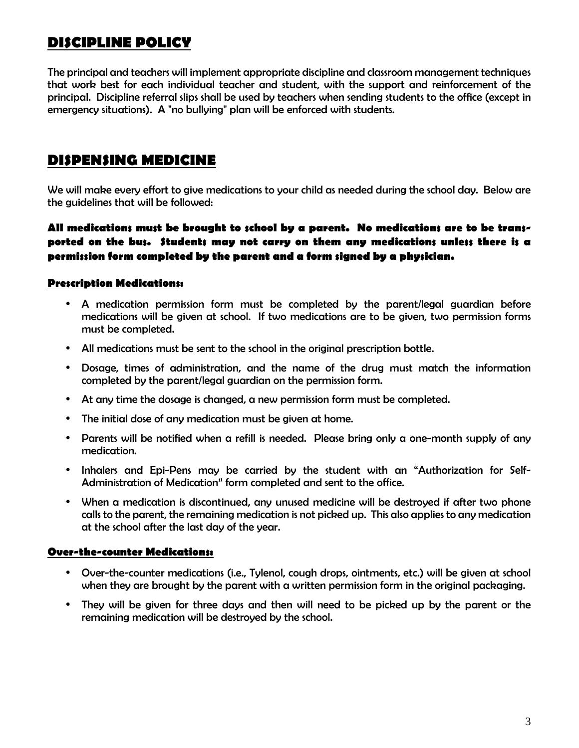## DISCIPLINE POLICY

The principal and teachers will implement appropriate discipline and classroom management techniques that work best for each individual teacher and student, with the support and reinforcement of the principal. Discipline referral slips shall be used by teachers when sending students to the office (except in emergency situations). A "no bullying" plan will be enforced with students.

## DISPENSING MEDICINE

We will make every effort to give medications to your child as needed during the school day. Below are the guidelines that will be followed:

**All medications must be brought to school by a parent. No medications are to be transported on the bus. Students may not carry on them any medications unless there is a permission form completed by the parent and a form signed by a physician.**

### Prescription Medications:

- A medication permission form must be completed by the parent/legal guardian before medications will be given at school. If two medications are to be given, two permission forms must be completed.
- All medications must be sent to the school in the original prescription bottle.
- Dosage, times of administration, and the name of the drug must match the information completed by the parent/legal guardian on the permission form.
- At any time the dosage is changed, a new permission form must be completed.
- The initial dose of any medication must be given at home.
- Parents will be notified when a refill is needed. Please bring only a one-month supply of any medication.
- Inhalers and Epi-Pens may be carried by the student with an "Authorization for Self-Administration of Medication" form completed and sent to the office.
- When a medication is discontinued, any unused medicine will be destroyed if after two phone calls to the parent, the remaining medication is not picked up. This also applies to any medication at the school after the last day of the year.

### Over-the-counter Medications:

- Over-the-counter medications (i.e., Tylenol, cough drops, ointments, etc.) will be given at school when they are brought by the parent with a written permission form in the original packaging.
- They will be given for three days and then will need to be picked up by the parent or the remaining medication will be destroyed by the school.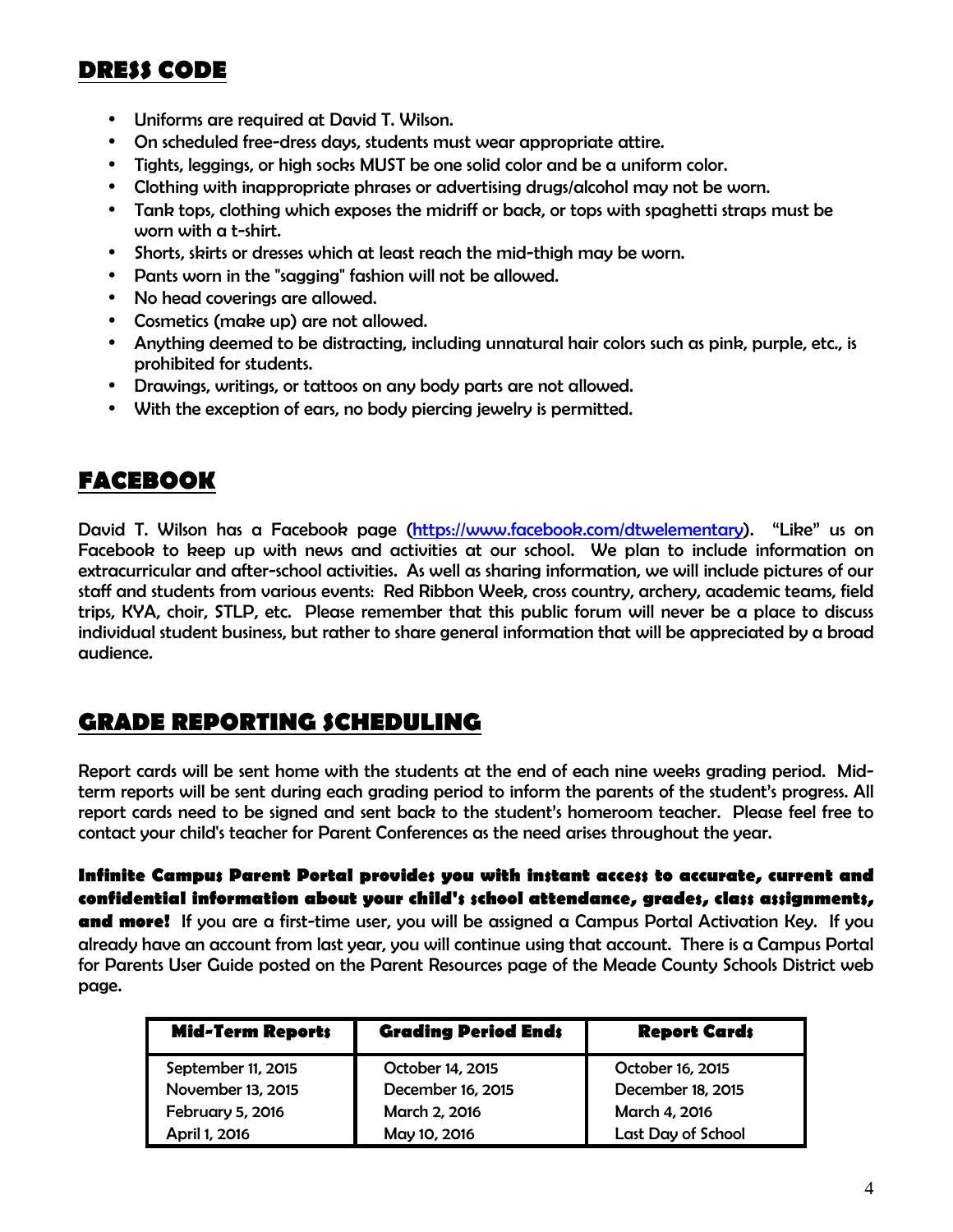## DRESS CODE

- Uniforms are required at David T. Wilson.
- On scheduled free-dress days, students must wear appropriate attire.
- Tights, leggings, or high socks MUST be one solid color and be a uniform color.
- Clothing with inappropriate phrases or advertising drugs/alcohol may not be worn.
- Tank tops, clothing which exposes the midriff or back, or tops with spaghetti straps must be worn with a t-shirt.
- Shorts, skirts or dresses which at least reach the mid-thigh may be worn.
- Pants worn in the "sagging" fashion will not be allowed.
- No head coverings are allowed.
- Cosmetics (make up) are not allowed.
- Anything deemed to be distracting, including unnatural hair colors such as pink, purple, etc., is prohibited for students.
- Drawings, writings, or tattoos on any body parts are not allowed.
- With the exception of ears, no body piercing jewelry is permitted.

## FACEBOOK

David T. Wilson has a Facebook page (https://www.facebook.com/dtwelementary). "Like" us on Facebook to keep up with news and activities at our school. We plan to include information on extracurricular and after-school activities. As well as sharing information, we will include pictures of our staff and students from various events: Red Ribbon Week, cross country, archery, academic teams, field trips, KYA, choir, STLP, etc. Please remember that this public forum will never be a place to discuss individual student business, but rather to share general information that will be appreciated by a broad audience.

## GRADE REPORTING SCHEDULING

Report cards will be sent home with the students at the end of each nine weeks grading period. Mid-term reports will be sent during each grading period to inform the parents of the student's progress. All report cards need to be signed and sent back to the student's homeroom teacher. Please feel free to contact your child's teacher for Parent Conferences as the need arises throughout the year.

**Infinite Campus Parent Portal provides you with instant access to accurate, current and confidential information about your child's school attendance, grades, class assignments, and more!** If you are a first-time user, you will be assigned a Campus Portal Activation Key. If you already have an account from last year, you will continue using that account. There is a Campus Portal for Parents User Guide posted on the Parent Resources page of the Meade County Schools District web page.

| Mid-Term Reports | Grading Period Ends | Report Cards |
|---|---|---|
| September 11, 2015 | October 14, 2015 | October 16, 2015 |
| November 13, 2015 | December 16, 2015 | December 18, 2015 |
| February 5, 2016 | March 2, 2016 | March 4, 2016 |
| April 1, 2016 | May 10, 2016 | Last Day of School |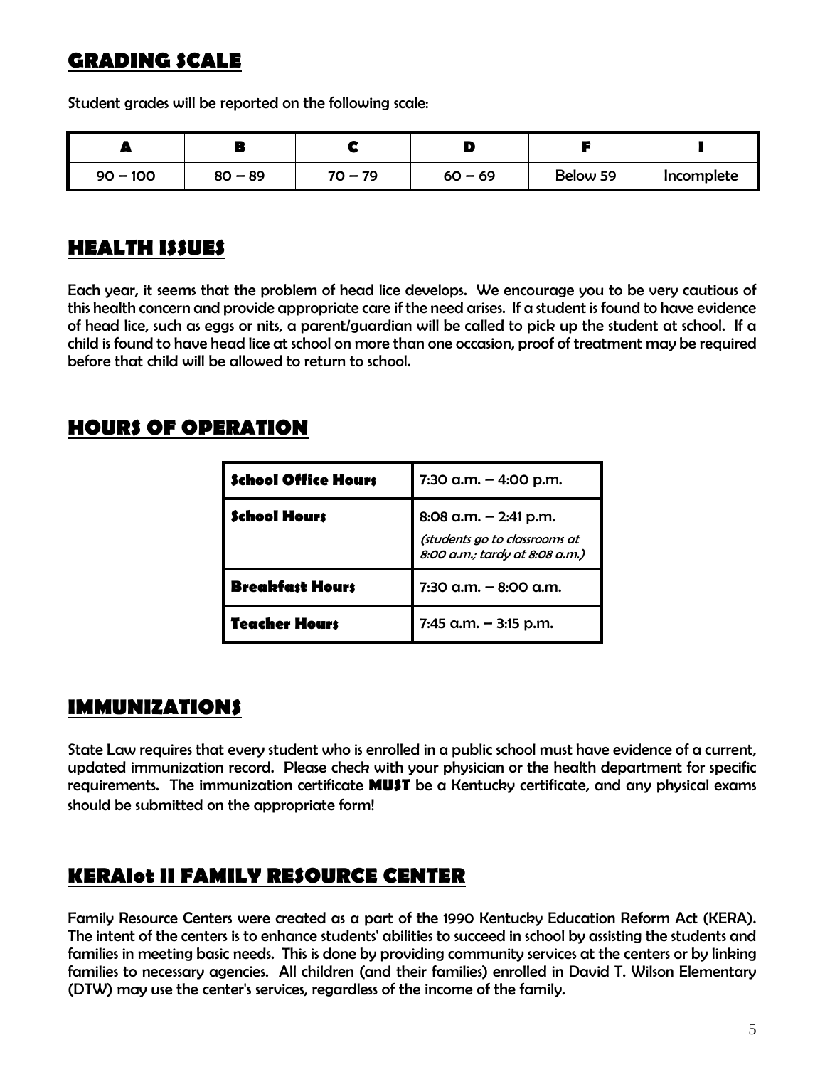## GRADING SCALE

Student grades will be reported on the following scale:

| A | B | C | D | F | I |
|---|---|---|---|---|---|
| 90 – 100 | 80 – 89 | 70 – 79 | 60 – 69 | Below 59 | Incomplete |

## HEALTH ISSUES

Each year, it seems that the problem of head lice develops. We encourage you to be very cautious of this health concern and provide appropriate care if the need arises. If a student is found to have evidence of head lice, such as eggs or nits, a parent/guardian will be called to pick up the student at school. If a child is found to have head lice at school on more than one occasion, proof of treatment may be required before that child will be allowed to return to school.

## HOURS OF OPERATION

| | |
|---|---|
| **School Office Hours** | 7:30 a.m. – 4:00 p.m. |
| **School Hours** | 8:08 a.m. – 2:41 p.m. *(students go to classrooms at 8:00 a.m.; tardy at 8:08 a.m.)* |
| **Breakfast Hours** | 7:30 a.m. – 8:00 a.m. |
| **Teacher Hours** | 7:45 a.m. – 3:15 p.m. |

## IMMUNIZATIONS

State Law requires that every student who is enrolled in a public school must have evidence of a current, updated immunization record. Please check with your physician or the health department for specific requirements. The immunization certificate **MUST** be a Kentucky certificate, and any physical exams should be submitted on the appropriate form!

## KERAlot II FAMILY RESOURCE CENTER

Family Resource Centers were created as a part of the 1990 Kentucky Education Reform Act (KERA). The intent of the centers is to enhance students' abilities to succeed in school by assisting the students and families in meeting basic needs. This is done by providing community services at the centers or by linking families to necessary agencies. All children (and their families) enrolled in David T. Wilson Elementary (DTW) may use the center's services, regardless of the income of the family.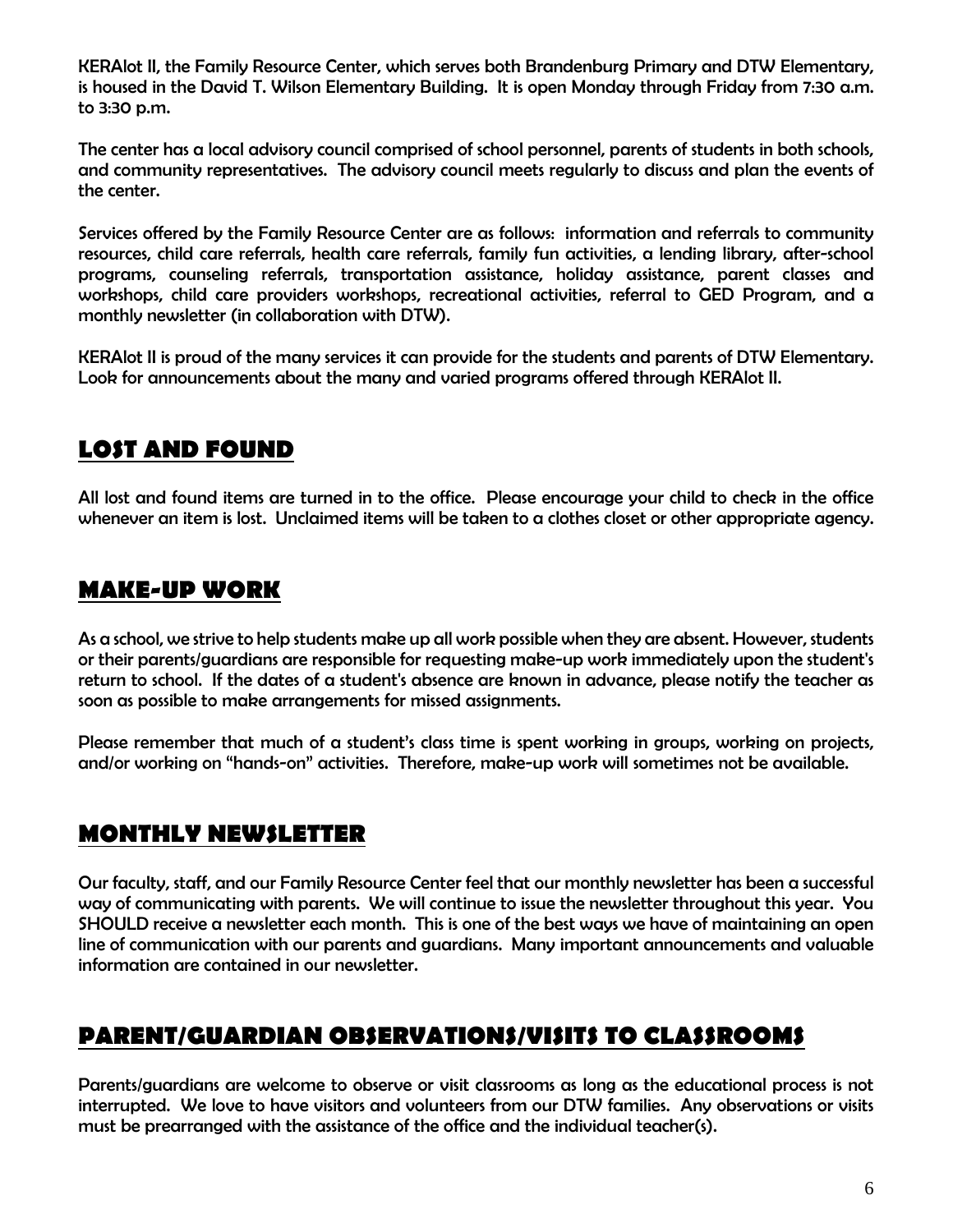KERAlot II, the Family Resource Center, which serves both Brandenburg Primary and DTW Elementary, is housed in the David T. Wilson Elementary Building. It is open Monday through Friday from 7:30 a.m. to 3:30 p.m.

The center has a local advisory council comprised of school personnel, parents of students in both schools, and community representatives. The advisory council meets regularly to discuss and plan the events of the center.

Services offered by the Family Resource Center are as follows: information and referrals to community resources, child care referrals, health care referrals, family fun activities, a lending library, after-school programs, counseling referrals, transportation assistance, holiday assistance, parent classes and workshops, child care providers workshops, recreational activities, referral to GED Program, and a monthly newsletter (in collaboration with DTW).

KERAlot II is proud of the many services it can provide for the students and parents of DTW Elementary. Look for announcements about the many and varied programs offered through KERAlot II.

## LOST AND FOUND

All lost and found items are turned in to the office. Please encourage your child to check in the office whenever an item is lost. Unclaimed items will be taken to a clothes closet or other appropriate agency.

## MAKE-UP WORK

As a school, we strive to help students make up all work possible when they are absent. However, students or their parents/guardians are responsible for requesting make-up work immediately upon the student's return to school. If the dates of a student's absence are known in advance, please notify the teacher as soon as possible to make arrangements for missed assignments.

Please remember that much of a student's class time is spent working in groups, working on projects, and/or working on "hands-on" activities. Therefore, make-up work will sometimes not be available.

## MONTHLY NEWSLETTER

Our faculty, staff, and our Family Resource Center feel that our monthly newsletter has been a successful way of communicating with parents. We will continue to issue the newsletter throughout this year. You SHOULD receive a newsletter each month. This is one of the best ways we have of maintaining an open line of communication with our parents and guardians. Many important announcements and valuable information are contained in our newsletter.

## PARENT/GUARDIAN OBSERVATIONS/VISITS TO CLASSROOMS

Parents/guardians are welcome to observe or visit classrooms as long as the educational process is not interrupted. We love to have visitors and volunteers from our DTW families. Any observations or visits must be prearranged with the assistance of the office and the individual teacher(s).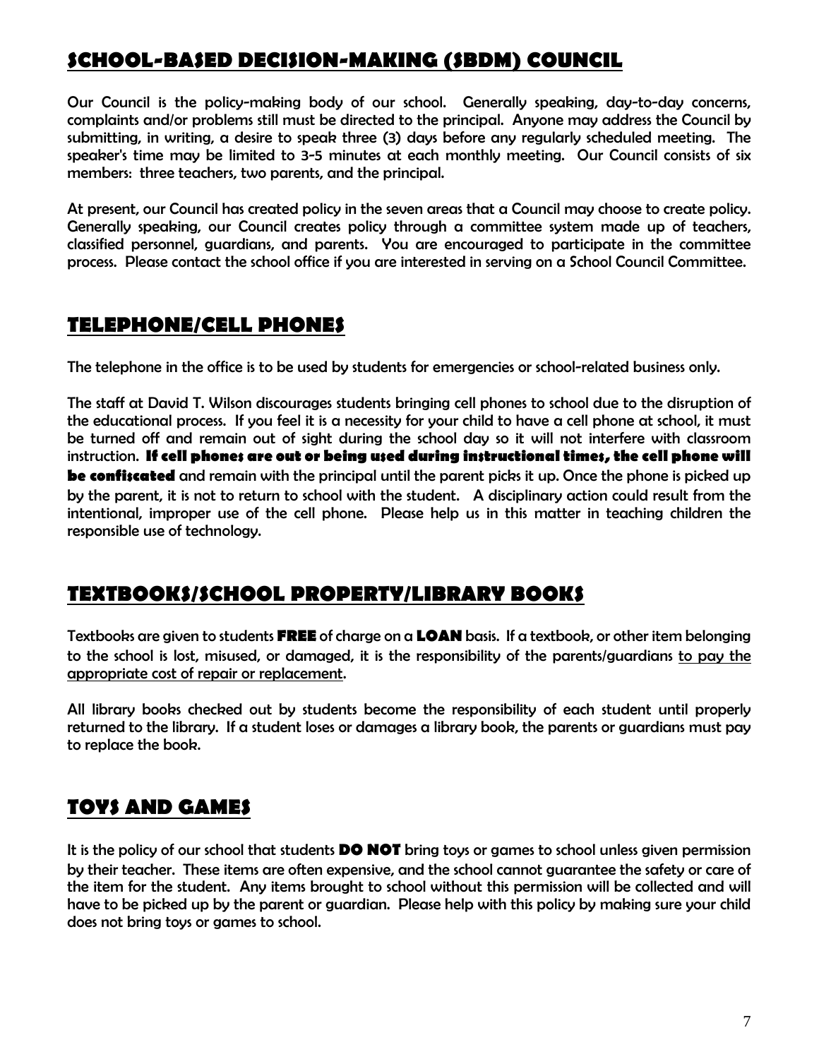## SCHOOL-BASED DECISION-MAKING (SBDM) COUNCIL

Our Council is the policy-making body of our school. Generally speaking, day-to-day concerns, complaints and/or problems still must be directed to the principal. Anyone may address the Council by submitting, in writing, a desire to speak three (3) days before any regularly scheduled meeting. The speaker's time may be limited to 3-5 minutes at each monthly meeting. Our Council consists of six members: three teachers, two parents, and the principal.

At present, our Council has created policy in the seven areas that a Council may choose to create policy. Generally speaking, our Council creates policy through a committee system made up of teachers, classified personnel, guardians, and parents. You are encouraged to participate in the committee process. Please contact the school office if you are interested in serving on a School Council Committee.

## TELEPHONE/CELL PHONES

The telephone in the office is to be used by students for emergencies or school-related business only.

The staff at David T. Wilson discourages students bringing cell phones to school due to the disruption of the educational process. If you feel it is a necessity for your child to have a cell phone at school, it must be turned off and remain out of sight during the school day so it will not interfere with classroom instruction. **If cell phones are out or being used during instructional times, the cell phone will be confiscated** and remain with the principal until the parent picks it up. Once the phone is picked up by the parent, it is not to return to school with the student. A disciplinary action could result from the intentional, improper use of the cell phone. Please help us in this matter in teaching children the responsible use of technology.

## TEXTBOOKS/SCHOOL PROPERTY/LIBRARY BOOKS

Textbooks are given to students **FREE** of charge on a **LOAN** basis. If a textbook, or other item belonging to the school is lost, misused, or damaged, it is the responsibility of the parents/guardians to pay the appropriate cost of repair or replacement.

All library books checked out by students become the responsibility of each student until properly returned to the library. If a student loses or damages a library book, the parents or guardians must pay to replace the book.

## TOYS AND GAMES

It is the policy of our school that students **DO NOT** bring toys or games to school unless given permission by their teacher. These items are often expensive, and the school cannot guarantee the safety or care of the item for the student. Any items brought to school without this permission will be collected and will have to be picked up by the parent or guardian. Please help with this policy by making sure your child does not bring toys or games to school.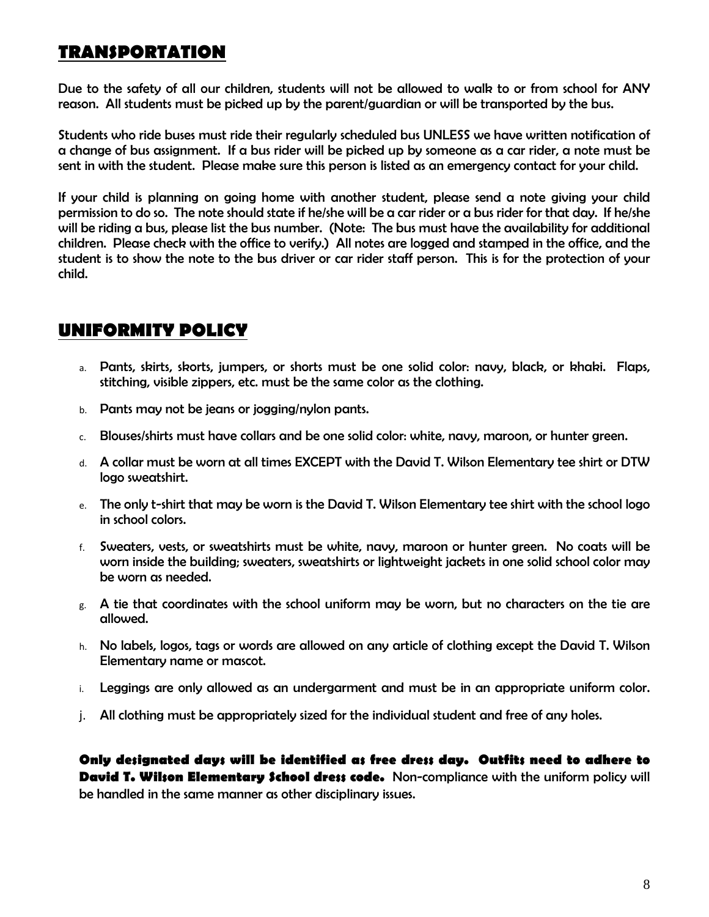## TRANSPORTATION

Due to the safety of all our children, students will not be allowed to walk to or from school for ANY reason. All students must be picked up by the parent/guardian or will be transported by the bus.

Students who ride buses must ride their regularly scheduled bus UNLESS we have written notification of a change of bus assignment. If a bus rider will be picked up by someone as a car rider, a note must be sent in with the student. Please make sure this person is listed as an emergency contact for your child.

If your child is planning on going home with another student, please send a note giving your child permission to do so. The note should state if he/she will be a car rider or a bus rider for that day. If he/she will be riding a bus, please list the bus number. (Note: The bus must have the availability for additional children. Please check with the office to verify.) All notes are logged and stamped in the office, and the student is to show the note to the bus driver or car rider staff person. This is for the protection of your child.

## UNIFORMITY POLICY

a. Pants, skirts, skorts, jumpers, or shorts must be one solid color: navy, black, or khaki. Flaps, stitching, visible zippers, etc. must be the same color as the clothing.
b. Pants may not be jeans or jogging/nylon pants.
c. Blouses/shirts must have collars and be one solid color: white, navy, maroon, or hunter green.
d. A collar must be worn at all times EXCEPT with the David T. Wilson Elementary tee shirt or DTW logo sweatshirt.
e. The only t-shirt that may be worn is the David T. Wilson Elementary tee shirt with the school logo in school colors.
f. Sweaters, vests, or sweatshirts must be white, navy, maroon or hunter green. No coats will be worn inside the building; sweaters, sweatshirts or lightweight jackets in one solid school color may be worn as needed.
g. A tie that coordinates with the school uniform may be worn, but no characters on the tie are allowed.
h. No labels, logos, tags or words are allowed on any article of clothing except the David T. Wilson Elementary name or mascot.
i. Leggings are only allowed as an undergarment and must be in an appropriate uniform color.
j. All clothing must be appropriately sized for the individual student and free of any holes.

**Only designated days will be identified as free dress day. Outfits need to adhere to David T. Wilson Elementary School dress code.** Non-compliance with the uniform policy will be handled in the same manner as other disciplinary issues.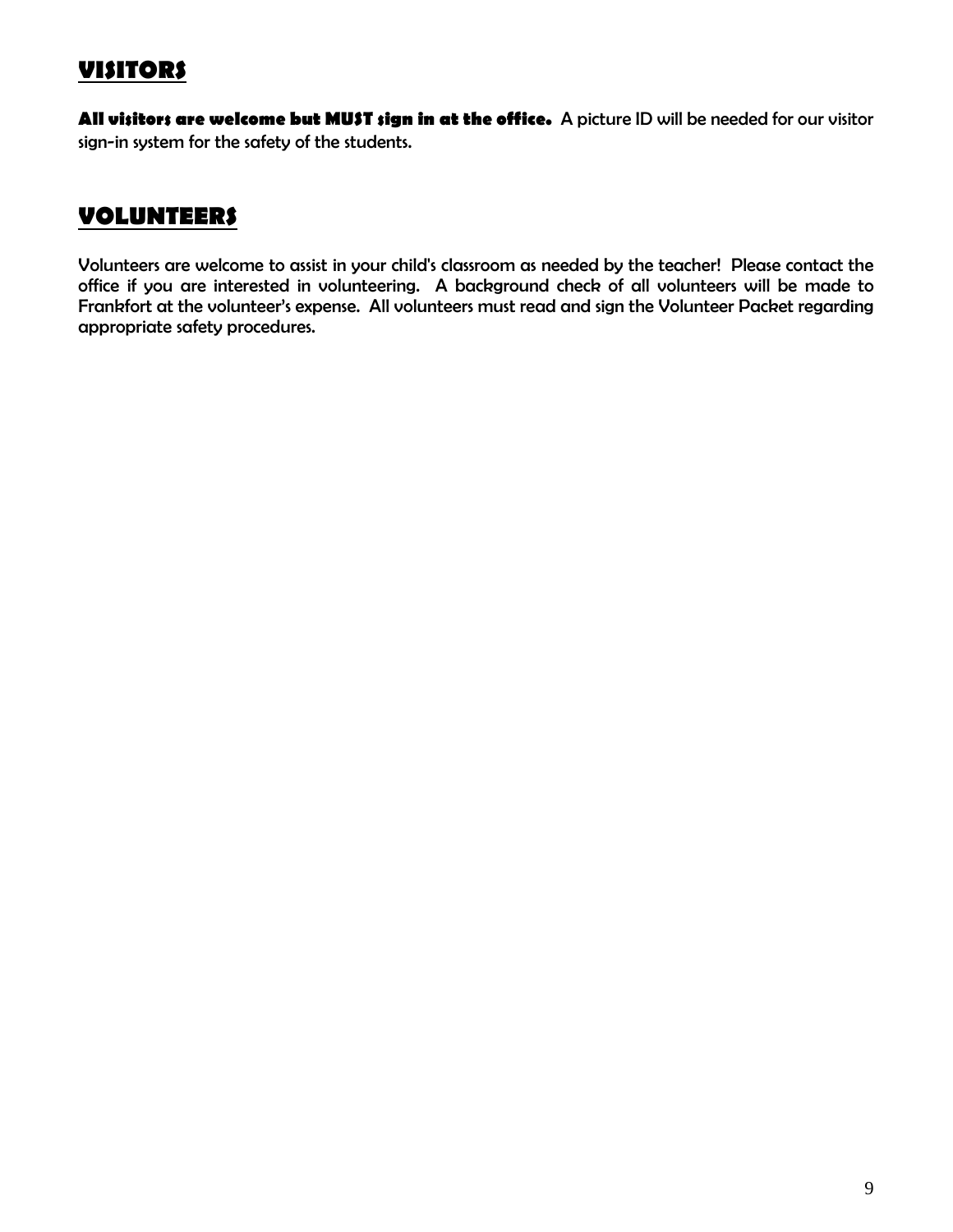## VISITORS

**All visitors are welcome but MUST sign in at the office.** A picture ID will be needed for our visitor sign-in system for the safety of the students.

## VOLUNTEERS

Volunteers are welcome to assist in your child's classroom as needed by the teacher! Please contact the office if you are interested in volunteering. A background check of all volunteers will be made to Frankfort at the volunteer's expense. All volunteers must read and sign the Volunteer Packet regarding appropriate safety procedures.